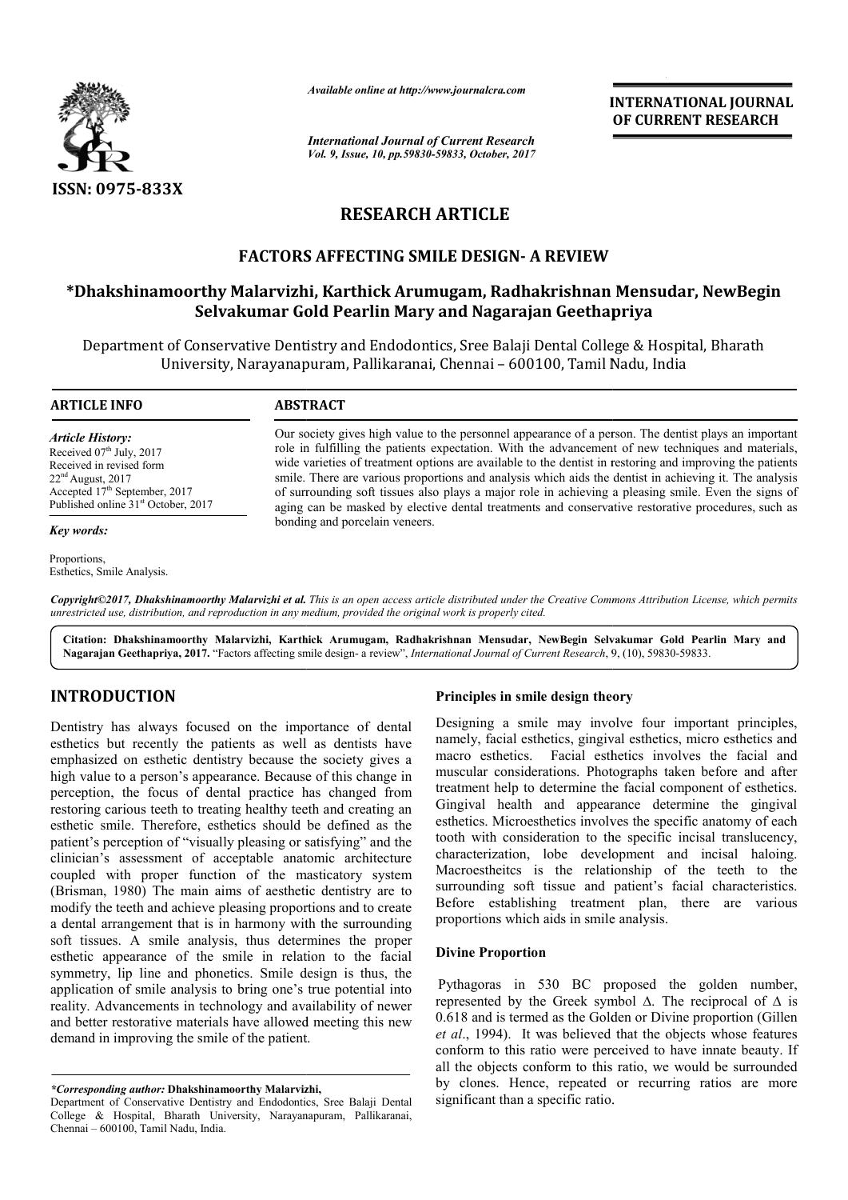*Available online at http://www.journalcra.com*

*International Journal of Current Research*
*Vol. 9, Issue, 10, pp.59830-59833, October, 2017*

**INTERNATIONAL JOURNAL OF CURRENT RESEARCH**

**ISSN: 0975-833X**

# RESEARCH ARTICLE

## FACTORS AFFECTING SMILE DESIGN- A REVIEW

**\*Dhakshinamoorthy Malarvizhi, Karthick Arumugam, Radhakrishnan Mensudar, NewBegin Selvakumar Gold Pearlin Mary and Nagarajan Geethapriya**

Department of Conservative Dentistry and Endodontics, Sree Balaji Dental College & Hospital, Bharath University, Narayanapuram, Pallikaranai, Chennai – 600100, Tamil Nadu, India

**ARTICLE INFO**

*Article History:*
Received 07[th] July, 2017
Received in revised form
22[nd] August, 2017
Accepted 17[th] September, 2017
Published online 31[st] October, 2017

*Key words:*

Proportions,
Esthetics, Smile Analysis.

**ABSTRACT**

Our society gives high value to the personnel appearance of a person. The dentist plays an important role in fulfilling the patients expectation. With the advancement of new techniques and materials, wide varieties of treatment options are available to the dentist in restoring and improving the patients smile. There are various proportions and analysis which aids the dentist in achieving it. The analysis of surrounding soft tissues also plays a major role in achieving a pleasing smile. Even the signs of aging can be masked by elective dental treatments and conservative restorative procedures, such as bonding and porcelain veneers.

***Copyright©2017, Dhakshinamoorthy Malarvizhi et al.*** *This is an open access article distributed under the Creative Commons Attribution License, which permits unrestricted use, distribution, and reproduction in any medium, provided the original work is properly cited.*

**Citation: Dhakshinamoorthy Malarvizhi, Karthick Arumugam, Radhakrishnan Mensudar, NewBegin Selvakumar Gold Pearlin Mary and Nagarajan Geethapriya, 2017.** "Factors affecting smile design- a review", *International Journal of Current Research*, 9, (10), 59830-59833.

# INTRODUCTION

Dentistry has always focused on the importance of dental esthetics but recently the patients as well as dentists have emphasized on esthetic dentistry because the society gives a high value to a person's appearance. Because of this change in perception, the focus of dental practice has changed from restoring carious teeth to treating healthy teeth and creating an esthetic smile. Therefore, esthetics should be defined as the patient's perception of "visually pleasing or satisfying" and the clinician's assessment of acceptable anatomic architecture coupled with proper function of the masticatory system (Brisman, 1980) The main aims of aesthetic dentistry are to modify the teeth and achieve pleasing proportions and to create a dental arrangement that is in harmony with the surrounding soft tissues. A smile analysis, thus determines the proper esthetic appearance of the smile in relation to the facial symmetry, lip line and phonetics. Smile design is thus, the application of smile analysis to bring one's true potential into reality. Advancements in technology and availability of newer and better restorative materials have allowed meeting this new demand in improving the smile of the patient.

*\*Corresponding author:* **Dhakshinamoorthy Malarvizhi,**
Department of Conservative Dentistry and Endodontics, Sree Balaji Dental College & Hospital, Bharath University, Narayanapuram, Pallikaranai, Chennai – 600100, Tamil Nadu, India.

### Principles in smile design theory

Designing a smile may involve four important principles, namely, facial esthetics, gingival esthetics, micro esthetics and macro esthetics. Facial esthetics involves the facial and muscular considerations. Photographs taken before and after treatment help to determine the facial component of esthetics. Gingival health and appearance determine the gingival esthetics. Microesthetics involves the specific anatomy of each tooth with consideration to the specific incisal translucency, characterization, lobe development and incisal haloing. Macroestheitcs is the relationship of the teeth to the surrounding soft tissue and patient's facial characteristics. Before establishing treatment plan, there are various proportions which aids in smile analysis.

### Divine Proportion

Pythagoras in 530 BC proposed the golden number, represented by the Greek symbol $\Delta$. The reciprocal of $\Delta$ is 0.618 and is termed as the Golden or Divine proportion (Gillen *et al*., 1994). It was believed that the objects whose features conform to this ratio were perceived to have innate beauty. If all the objects conform to this ratio, we would be surrounded by clones. Hence, repeated or recurring ratios are more significant than a specific ratio.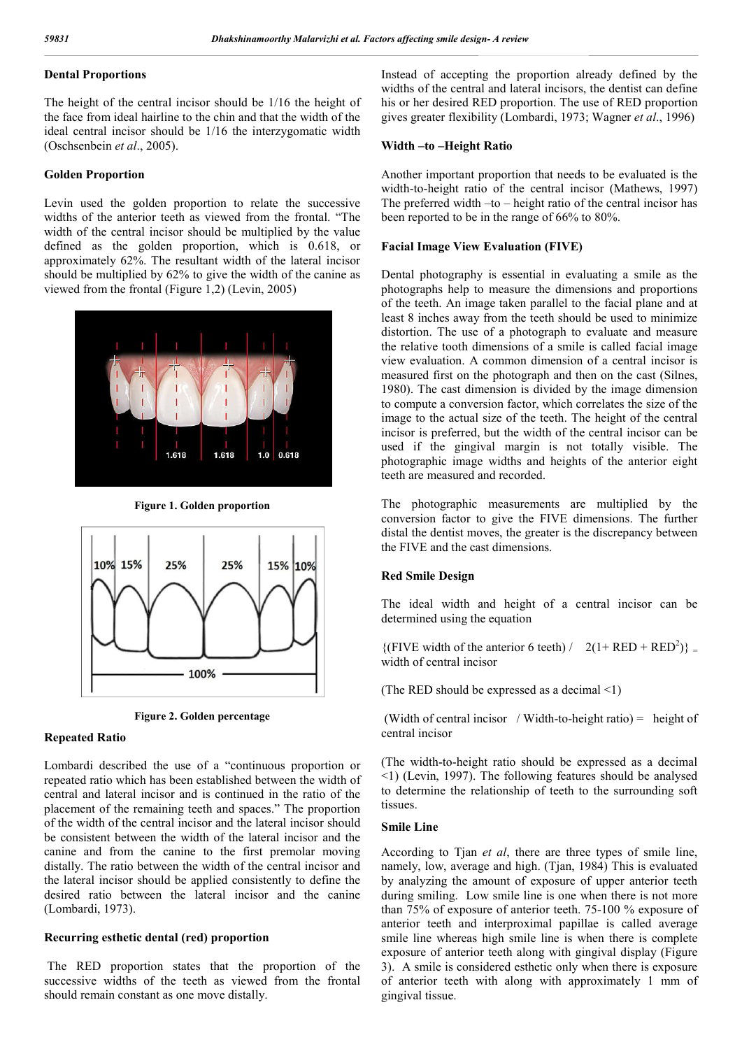### Dental Proportions

The height of the central incisor should be 1/16 the height of the face from ideal hairline to the chin and that the width of the ideal central incisor should be 1/16 the interzygomatic width (Oschsenbein *et al*., 2005).

### Golden Proportion

Levin used the golden proportion to relate the successive widths of the anterior teeth as viewed from the frontal. "The width of the central incisor should be multiplied by the value defined as the golden proportion, which is 0.618, or approximately 62%. The resultant width of the lateral incisor should be multiplied by 62% to give the width of the canine as viewed from the frontal (Figure 1,2) (Levin, 2005)

1.618
1.618
1.0
0.618

**Figure 1. Golden proportion**

10%
15%
25%
25%
15%
10%
100%

**Figure 2. Golden percentage**

### Repeated Ratio

Lombardi described the use of a "continuous proportion or repeated ratio which has been established between the width of central and lateral incisor and is continued in the ratio of the placement of the remaining teeth and spaces." The proportion of the width of the central incisor and the lateral incisor should be consistent between the width of the lateral incisor and the canine and from the canine to the first premolar moving distally. The ratio between the width of the central incisor and the lateral incisor should be applied consistently to define the desired ratio between the lateral incisor and the canine (Lombardi, 1973).

### Recurring esthetic dental (red) proportion

The RED proportion states that the proportion of the successive widths of the teeth as viewed from the frontal should remain constant as one move distally. Instead of accepting the proportion already defined by the widths of the central and lateral incisors, the dentist can define his or her desired RED proportion. The use of RED proportion gives greater flexibility (Lombardi, 1973; Wagner *et al*., 1996)

### Width –to –Height Ratio

Another important proportion that needs to be evaluated is the width-to-height ratio of the central incisor (Mathews, 1997) The preferred width –to – height ratio of the central incisor has been reported to be in the range of 66% to 80%.

### Facial Image View Evaluation (FIVE)

Dental photography is essential in evaluating a smile as the photographs help to measure the dimensions and proportions of the teeth. An image taken parallel to the facial plane and at least 8 inches away from the teeth should be used to minimize distortion. The use of a photograph to evaluate and measure the relative tooth dimensions of a smile is called facial image view evaluation. A common dimension of a central incisor is measured first on the photograph and then on the cast (Silnes, 1980). The cast dimension is divided by the image dimension to compute a conversion factor, which correlates the size of the image to the actual size of the teeth. The height of the central incisor is preferred, but the width of the central incisor can be used if the gingival margin is not totally visible. The photographic image widths and heights of the anterior eight teeth are measured and recorded.

The photographic measurements are multiplied by the conversion factor to give the FIVE dimensions. The further distal the dentist moves, the greater is the discrepancy between the FIVE and the cast dimensions.

### Red Smile Design

The ideal width and height of a central incisor can be determined using the equation

$$\{(\text{FIVE width of the anterior 6 teeth}) / \; 2(1+ \text{RED} + \text{RED}^2)\} = \text{width of central incisor}$$

(The RED should be expressed as a decimal <1)

$$(\text{Width of central incisor} \; / \; \text{Width-to-height ratio}) = \text{height of central incisor}$$

(The width-to-height ratio should be expressed as a decimal <1) (Levin, 1997). The following features should be analysed to determine the relationship of teeth to the surrounding soft tissues.

### Smile Line

According to Tjan *et al*, there are three types of smile line, namely, low, average and high. (Tjan, 1984) This is evaluated by analyzing the amount of exposure of upper anterior teeth during smiling. Low smile line is one when there is not more than 75% of exposure of anterior teeth. 75-100 % exposure of anterior teeth and interproximal papillae is called average smile line whereas high smile line is when there is complete exposure of anterior teeth along with gingival display (Figure 3). A smile is considered esthetic only when there is exposure of anterior teeth with along with approximately 1 mm of gingival tissue.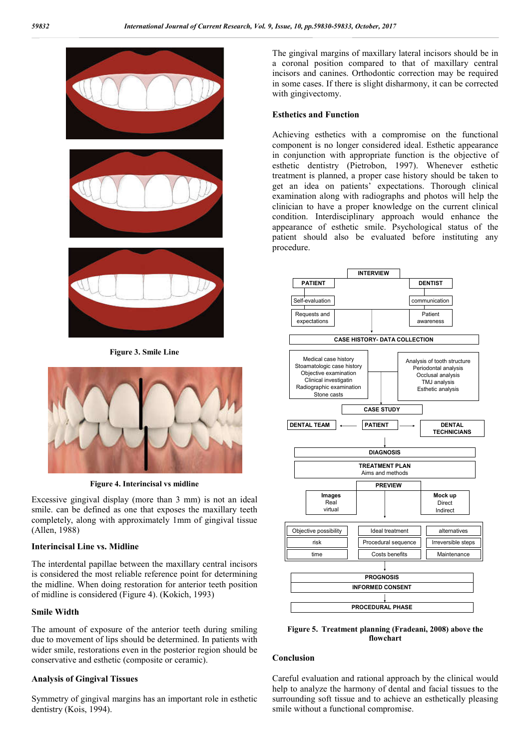Figure 3. Smile Line

Figure 4. Interincisal vs midline

Excessive gingival display (more than 3 mm) is not an ideal smile. can be defined as one that exposes the maxillary teeth completely, along with approximately 1mm of gingival tissue (Allen, 1988)

### Interincisal Line vs. Midline

The interdental papillae between the maxillary central incisors is considered the most reliable reference point for determining the midline. When doing restoration for anterior teeth position of midline is considered (Figure 4). (Kokich, 1993)

### Smile Width

The amount of exposure of the anterior teeth during smiling due to movement of lips should be determined. In patients with wider smile, restorations even in the posterior region should be conservative and esthetic (composite or ceramic).

### Analysis of Gingival Tissues

Symmetry of gingival margins has an important role in esthetic dentistry (Kois, 1994).

The gingival margins of maxillary lateral incisors should be in a coronal position compared to that of maxillary central incisors and canines. Orthodontic correction may be required in some cases. If there is slight disharmony, it can be corrected with gingivectomy.

### Esthetics and Function

Achieving esthetics with a compromise on the functional component is no longer considered ideal. Esthetic appearance in conjunction with appropriate function is the objective of esthetic dentistry (Pietrobon, 1997). Whenever esthetic treatment is planned, a proper case history should be taken to get an idea on patients' expectations. Thorough clinical examination along with radiographs and photos will help the clinician to have a proper knowledge on the current clinical condition. Interdisciplinary approach would enhance the appearance of esthetic smile. Psychological status of the patient should also be evaluated before instituting any procedure.

INTERVIEW
PATIENT
DENTIST
Self-evaluation
communication
Requests and expectations
Patient awareness
CASE HISTORY- DATA COLLECTION
Medical case history
Stoamatologic case history
Objective examination
Clinical investigatin
Radiographic examination
Stone casts
Analysis of tooth structure
Periodontal analysis
Occlusal analysis
TMJ analysis
Esthetic analysis
CASE STUDY
DENTAL TEAM
PATIENT
DENTAL TECHNICIANS
DIAGNOSIS
TREATMENT PLAN
Aims and methods
PREVIEW
Images
Real
virtual
Mock up
Direct
Indirect
Objective possibility
Ideal treatment
alternatives
risk
Procedural sequence
Irreversible steps
time
Costs benefits
Maintenance
PROGNOSIS
INFORMED CONSENT
PROCEDURAL PHASE

Figure 5. Treatment planning (Fradeani, 2008) above the flowchart

### Conclusion

Careful evaluation and rational approach by the clinical would help to analyze the harmony of dental and facial tissues to the surrounding soft tissue and to achieve an esthetically pleasing smile without a functional compromise.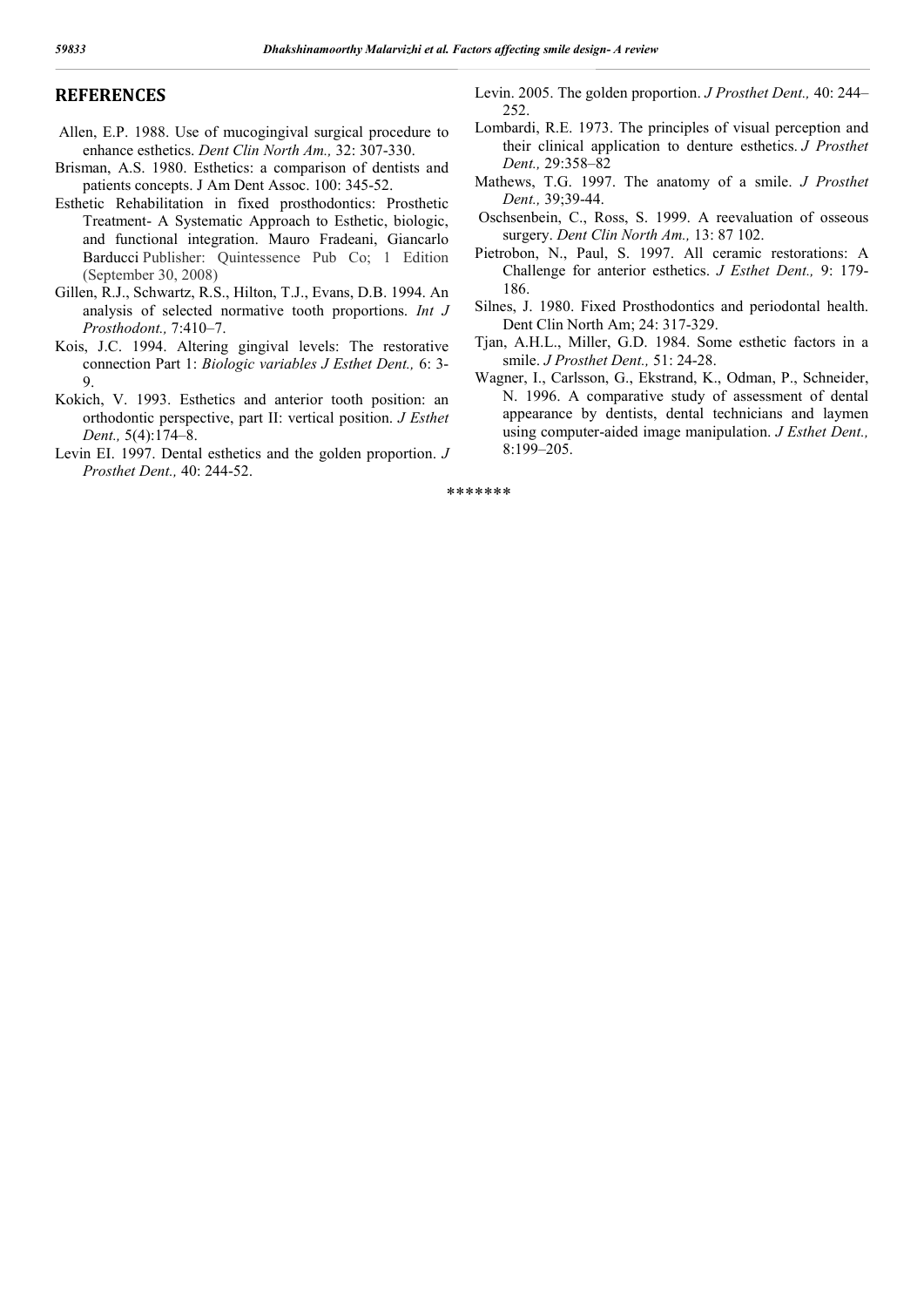## REFERENCES

Allen, E.P. 1988. Use of mucogingival surgical procedure to enhance esthetics. *Dent Clin North Am.,* 32: 307-330.

Brisman, A.S. 1980. Esthetics: a comparison of dentists and patients concepts. J Am Dent Assoc. 100: 345-52.

Esthetic Rehabilitation in fixed prosthodontics: Prosthetic Treatment- A Systematic Approach to Esthetic, biologic, and functional integration. Mauro Fradeani, Giancarlo Barducci Publisher: Quintessence Pub Co; 1 Edition (September 30, 2008)

Gillen, R.J., Schwartz, R.S., Hilton, T.J., Evans, D.B. 1994. An analysis of selected normative tooth proportions. *Int J Prosthodont.,* 7:410–7.

Kois, J.C. 1994. Altering gingival levels: The restorative connection Part 1: *Biologic variables J Esthet Dent.,* 6: 3-9.

Kokich, V. 1993. Esthetics and anterior tooth position: an orthodontic perspective, part II: vertical position. *J Esthet Dent.,* 5(4):174–8.

Levin EI. 1997. Dental esthetics and the golden proportion. *J Prosthet Dent.,* 40: 244-52.

Levin. 2005. The golden proportion. *J Prosthet Dent.,* 40: 244–252.

Lombardi, R.E. 1973. The principles of visual perception and their clinical application to denture esthetics. *J Prosthet Dent.,* 29:358–82

Mathews, T.G. 1997. The anatomy of a smile. *J Prosthet Dent.,* 39;39-44.

Oschsenbein, C., Ross, S. 1999. A reevaluation of osseous surgery. *Dent Clin North Am.,* 13: 87 102.

Pietrobon, N., Paul, S. 1997. All ceramic restorations: A Challenge for anterior esthetics. *J Esthet Dent.,* 9: 179-186.

Silnes, J. 1980. Fixed Prosthodontics and periodontal health. Dent Clin North Am; 24: 317-329.

Tjan, A.H.L., Miller, G.D. 1984. Some esthetic factors in a smile. *J Prosthet Dent.,* 51: 24-28.

Wagner, I., Carlsson, G., Ekstrand, K., Odman, P., Schneider, N. 1996. A comparative study of assessment of dental appearance by dentists, dental technicians and laymen using computer-aided image manipulation. *J Esthet Dent.,* 8:199–205.

*******